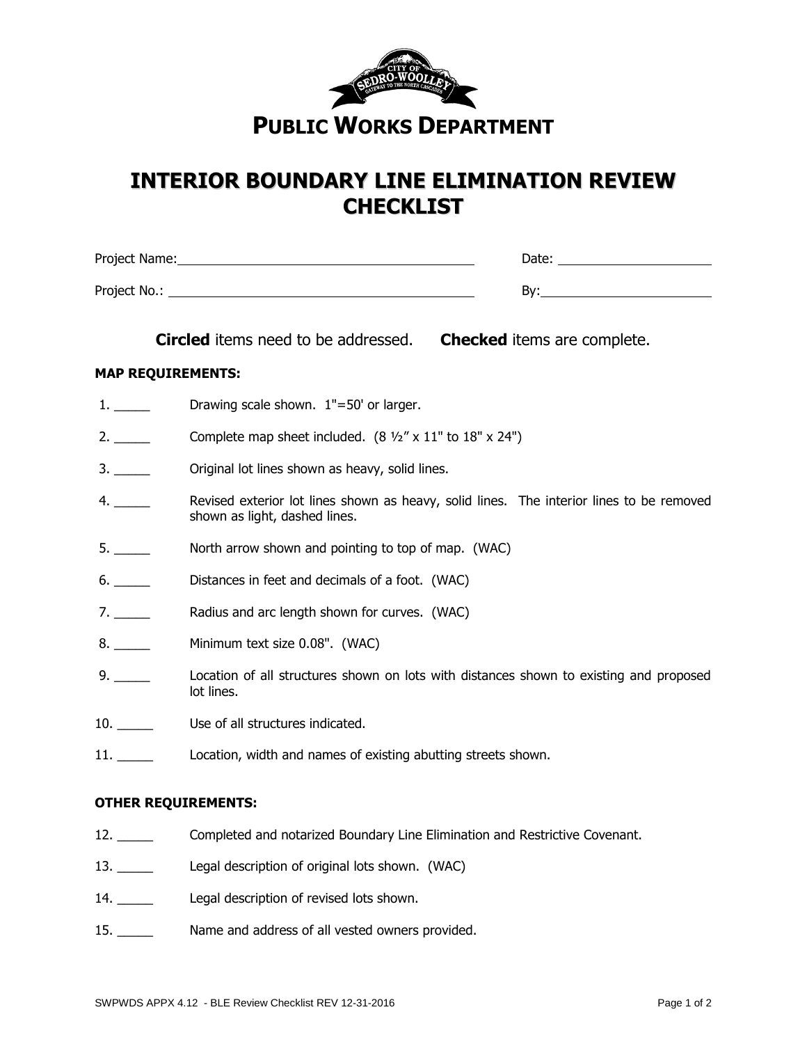# PUBLIC WORKS DEPARTMENT

## INTERIOR BOUNDARY LINE ELIMINATION REVIEW CHECKLIST

Project Name: ____________________________________ Date: ____________________

Project No.: ____________________________________ By: ____________________

**Circled** items need to be addressed.     **Checked** items are complete.

**MAP REQUIREMENTS:**

1. _____ Drawing scale shown. 1"=50' or larger.
2. _____ Complete map sheet included. (8 ½" x 11" to 18" x 24")
3. _____ Original lot lines shown as heavy, solid lines.
4. _____ Revised exterior lot lines shown as heavy, solid lines. The interior lines to be removed shown as light, dashed lines.
5. _____ North arrow shown and pointing to top of map. (WAC)
6. _____ Distances in feet and decimals of a foot. (WAC)
7. _____ Radius and arc length shown for curves. (WAC)
8. _____ Minimum text size 0.08". (WAC)
9. _____ Location of all structures shown on lots with distances shown to existing and proposed lot lines.
10. _____ Use of all structures indicated.
11. _____ Location, width and names of existing abutting streets shown.

**OTHER REQUIREMENTS:**

12. _____ Completed and notarized Boundary Line Elimination and Restrictive Covenant.
13. _____ Legal description of original lots shown. (WAC)
14. _____ Legal description of revised lots shown.
15. _____ Name and address of all vested owners provided.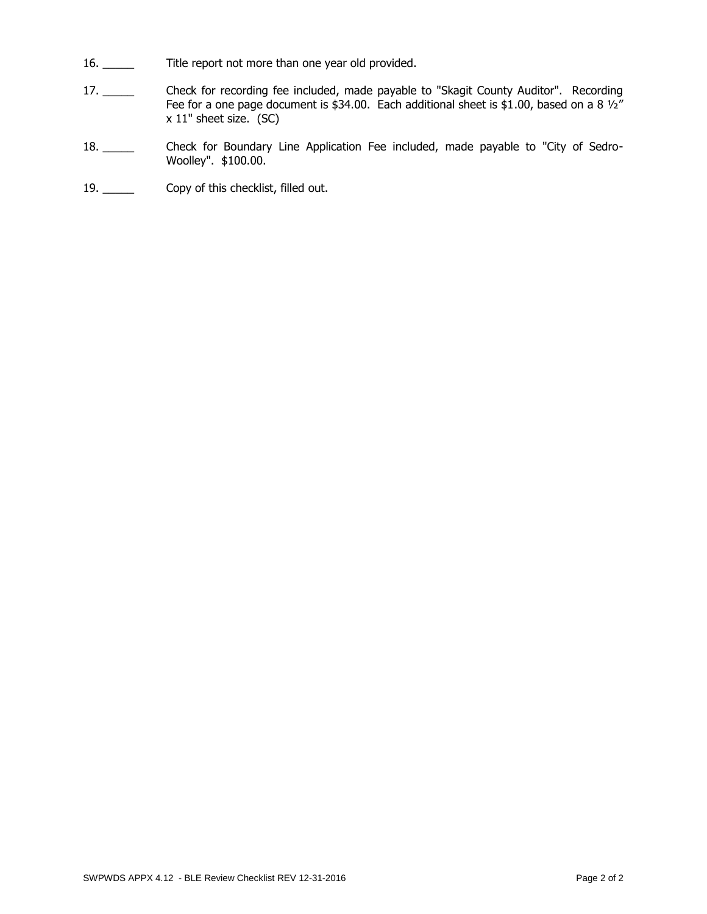16. _____ Title report not more than one year old provided.

17. _____ Check for recording fee included, made payable to "Skagit County Auditor". Recording Fee for a one page document is $34.00. Each additional sheet is $1.00, based on a 8 ½" x 11" sheet size. (SC)

18. _____ Check for Boundary Line Application Fee included, made payable to "City of Sedro-Woolley". $100.00.

19. _____ Copy of this checklist, filled out.